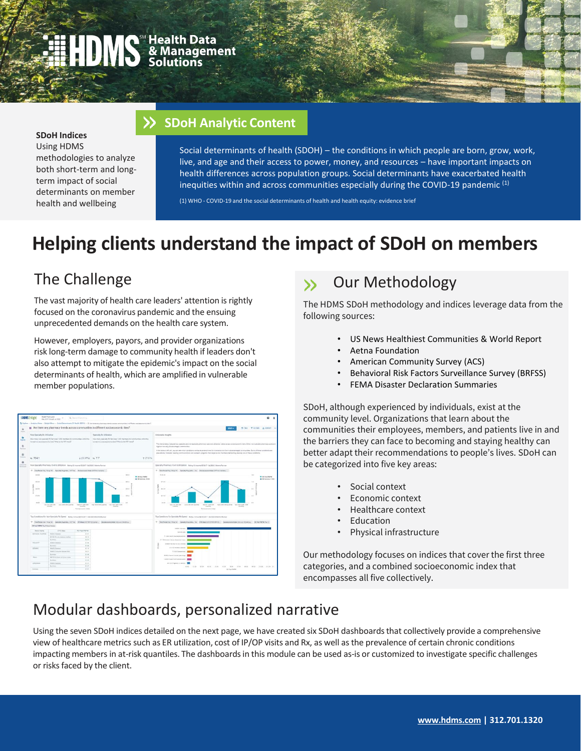HDMS[SM] Health Data & Management Solutions

## SDoH Analytic Content

**SDoH Indices**
Using HDMS methodologies to analyze both short-term and long-term impact of social determinants on member health and wellbeing

Social determinants of health (SDOH) – the conditions in which people are born, grow, work, live, and age and their access to power, money, and resources – have important impacts on health differences across population groups. Social determinants have exacerbated health inequities within and across communities especially during the COVID-19 pandemic [1]

(1) WHO - COVID-19 and the social determinants of health and health equity: evidence brief

# Helping clients understand the impact of SDoH on members

## The Challenge

The vast majority of health care leaders' attention is rightly focused on the coronavirus pandemic and the ensuing unprecedented demands on the health care system.

However, employers, payors, and provider organizations risk long-term damage to community health if leaders don't also attempt to mitigate the epidemic's impact on the social determinants of health, which are amplified in vulnerable member populations.

## Our Methodology

The HDMS SDoH methodology and indices leverage data from the following sources:

- US News Healthiest Communities & World Report
- Aetna Foundation
- American Community Survey (ACS)
- Behavioral Risk Factors Surveillance Survey (BRFSS)
- FEMA Disaster Declaration Summaries

SDoH, although experienced by individuals, exist at the community level. Organizations that learn about the communities their employees, members, and patients live in and the barriers they can face to becoming and staying healthy can better adapt their recommendations to people's lives. SDoH can be categorized into five key areas:

- Social context
- Economic context
- Healthcare context
- Education
- Physical infrastructure

Our methodology focuses on indices that cover the first three categories, and a combined socioeconomic index that encompasses all five collectively.

## Modular dashboards, personalized narrative

Using the seven SDoH indices detailed on the next page, we have created six SDoH dashboards that collectively provide a comprehensive view of healthcare metrics such as ER utilization, cost of IP/OP visits and Rx, as well as the prevalence of certain chronic conditions impacting members in at-risk quantiles. The dashboards in this module can be used as-is or customized to investigate specific challenges or risks faced by the client.

www.hdms.com | 312.701.1320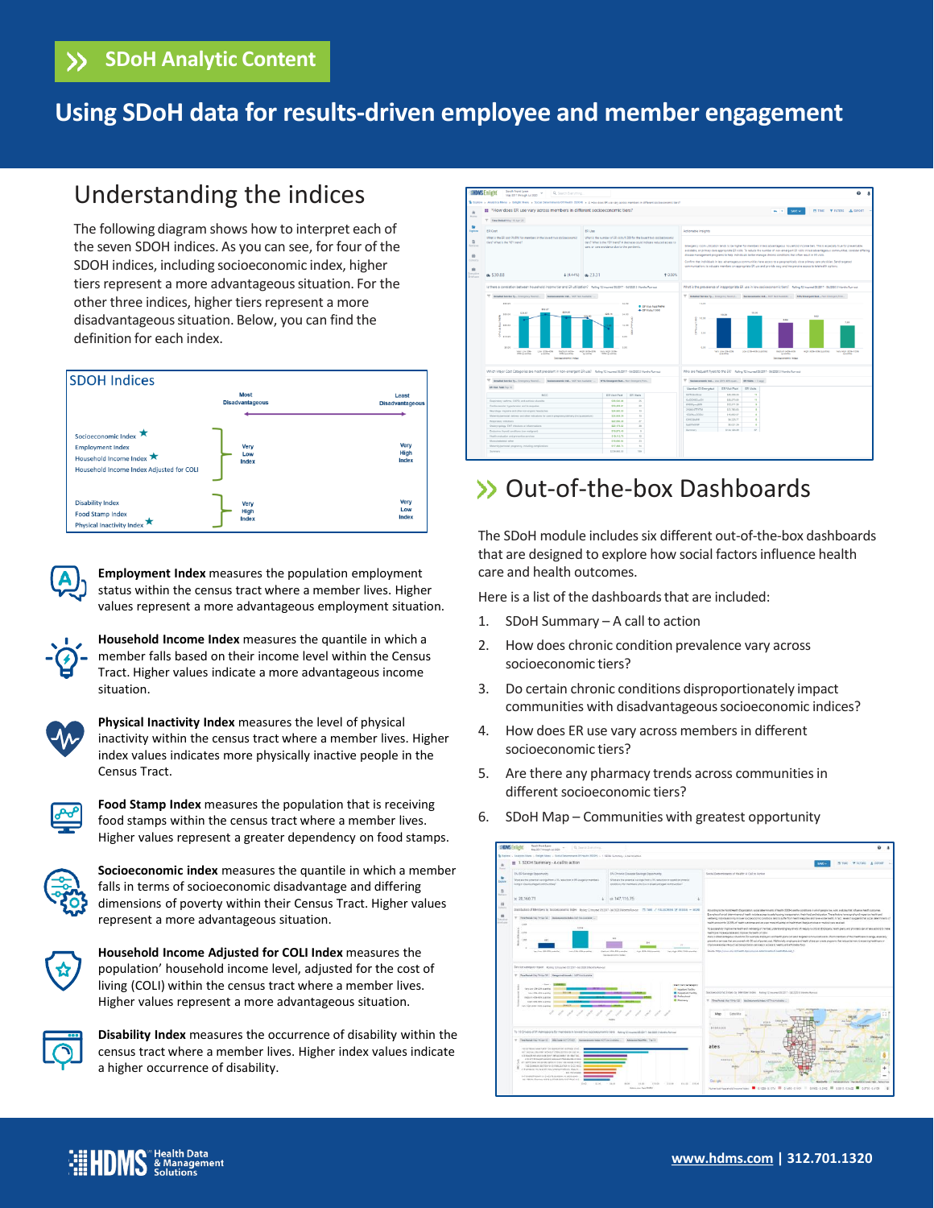## SDoH Analytic Content

# Using SDoH data for results-driven employee and member engagement

## Understanding the indices

The following diagram shows how to interpret each of the seven SDOH indices. As you can see, for four of the SDOH indices, including socioeconomic index, higher tiers represent a more advantageous situation. For the other three indices, higher tiers represent a more disadvantageous situation. Below, you can find the definition for each index.

SDOH Indices

Most Disadvantageous — Least Disadvantageous

Socioeconomic Index ★
Employment Index
Household Income Index ★
Household Income Index Adjusted for COLI

Very Low Index — Very High Index

Disability Index
Food Stamp Index
Physical Inactivity Index ★

Very High Index — Very Low Index

**Employment Index** measures the population employment status within the census tract where a member lives. Higher values represent a more advantageous employment situation.

**Household Income Index** measures the quantile in which a member falls based on their income level within the Census Tract. Higher values indicate a more advantageous income situation.

**Physical Inactivity Index** measures the level of physical inactivity within the census tract where a member lives. Higher index values indicates more physically inactive people in the Census Tract.

**Food Stamp Index** measures the population that is receiving food stamps within the census tract where a member lives. Higher values represent a greater dependency on food stamps.

**Socioeconomic index** measures the quantile in which a member falls in terms of socioeconomic disadvantage and differing dimensions of poverty within their Census Tract. Higher values represent a more advantageous situation.

**Household Income Adjusted for COLI Index** measures the population' household income level, adjusted for the cost of living (COLI) within the census tract where a member lives. Higher values represent a more advantageous situation.

**Disability Index** measures the occurrence of disability within the census tract where a member lives. Higher index values indicate a higher occurrence of disability.

## Out-of-the-box Dashboards

The SDoH module includes six different out-of-the-box dashboards that are designed to explore how social factors influence health care and health outcomes.

Here is a list of the dashboards that are included:

1. SDoH Summary – A call to action
2. How does chronic condition prevalence vary across socioeconomic tiers?
3. Do certain chronic conditions disproportionately impact communities with disadvantageous socioeconomic indices?
4. How does ER use vary across members in different socioeconomic tiers?
5. Are there any pharmacy trends across communities in different socioeconomic tiers?
6. SDoH Map – Communities with greatest opportunity

HDMS Health Data & Management Solutions

www.hdms.com | 312.701.1320